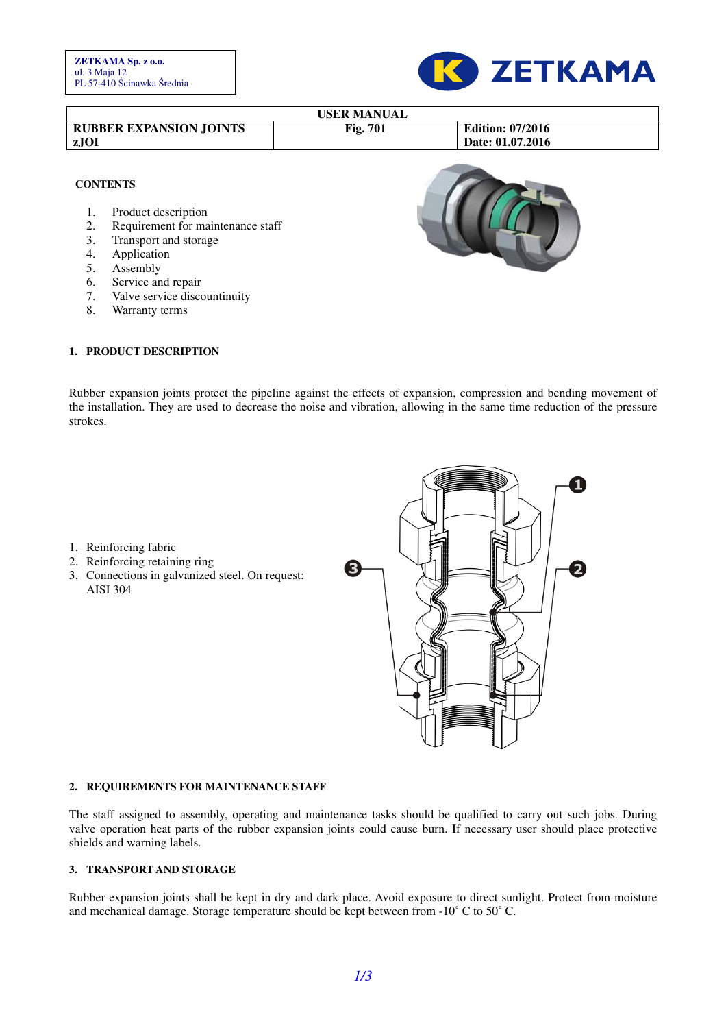ZETKAMA Sp. z o.o.
ul. 3 Maja 12
PL 57-410 Ścinawka Średnia

| USER MANUAL | | |
|---|---|---|
| RUBBER EXPANSION JOINTS zJOI | Fig. 701 | Edition: 07/2016 Date: 01.07.2016 |

**CONTENTS**

1. Product description
2. Requirement for maintenance staff
3. Transport and storage
4. Application
5. Assembly
6. Service and repair
7. Valve service discountinuity
8. Warranty terms

## 1. PRODUCT DESCRIPTION

Rubber expansion joints protect the pipeline against the effects of expansion, compression and bending movement of the installation. They are used to decrease the noise and vibration, allowing in the same time reduction of the pressure strokes.

1. Reinforcing fabric
2. Reinforcing retaining ring
3. Connections in galvanized steel. On request: AISI 304

## 2. REQUIREMENTS FOR MAINTENANCE STAFF

The staff assigned to assembly, operating and maintenance tasks should be qualified to carry out such jobs. During valve operation heat parts of the rubber expansion joints could cause burn. If necessary user should place protective shields and warning labels.

## 3. TRANSPORT AND STORAGE

Rubber expansion joints shall be kept in dry and dark place. Avoid exposure to direct sunlight. Protect from moisture and mechanical damage. Storage temperature should be kept between from -10˚ C to 50˚ C.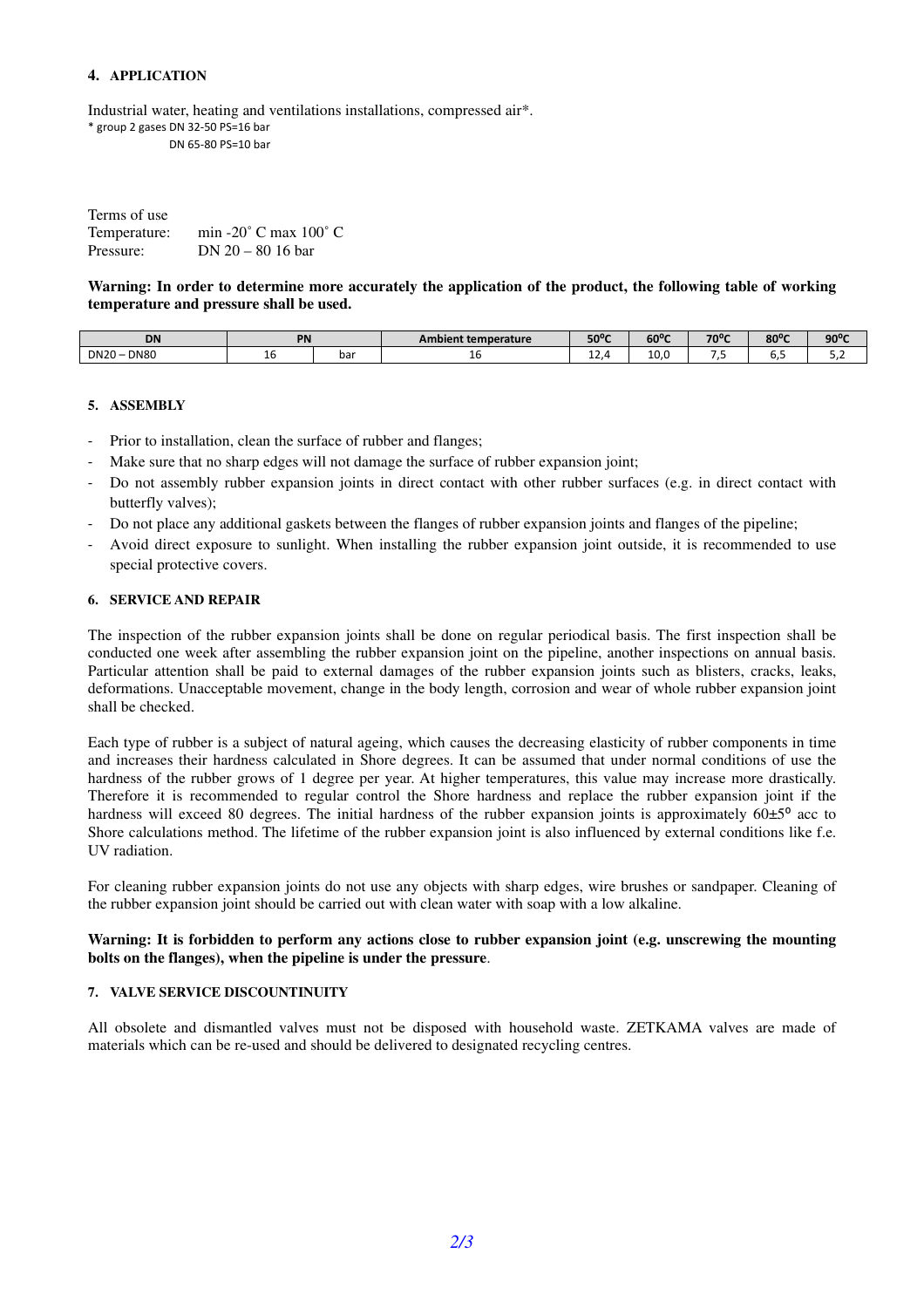## 4. APPLICATION

Industrial water, heating and ventilations installations, compressed air*.
* group 2 gases DN 32-50 PS=16 bar
DN 65-80 PS=10 bar

Terms of use
Temperature: min -20˚ C max 100˚ C
Pressure: DN 20 – 80 16 bar

**Warning: In order to determine more accurately the application of the product, the following table of working temperature and pressure shall be used.**

| DN | PN | | Ambient temperature | 50ºC | 60ºC | 70ºC | 80ºC | 90ºC |
|---|---|---|---|---|---|---|---|---|
| DN20 – DN80 | 16 | bar | 16 | 12,4 | 10,0 | 7,5 | 6,5 | 5,2 |

## 5. ASSEMBLY

- Prior to installation, clean the surface of rubber and flanges;
- Make sure that no sharp edges will not damage the surface of rubber expansion joint;
- Do not assembly rubber expansion joints in direct contact with other rubber surfaces (e.g. in direct contact with butterfly valves);
- Do not place any additional gaskets between the flanges of rubber expansion joints and flanges of the pipeline;
- Avoid direct exposure to sunlight. When installing the rubber expansion joint outside, it is recommended to use special protective covers.

## 6. SERVICE AND REPAIR

The inspection of the rubber expansion joints shall be done on regular periodical basis. The first inspection shall be conducted one week after assembling the rubber expansion joint on the pipeline, another inspections on annual basis. Particular attention shall be paid to external damages of the rubber expansion joints such as blisters, cracks, leaks, deformations. Unacceptable movement, change in the body length, corrosion and wear of whole rubber expansion joint shall be checked.

Each type of rubber is a subject of natural ageing, which causes the decreasing elasticity of rubber components in time and increases their hardness calculated in Shore degrees. It can be assumed that under normal conditions of use the hardness of the rubber grows of 1 degree per year. At higher temperatures, this value may increase more drastically. Therefore it is recommended to regular control the Shore hardness and replace the rubber expansion joint if the hardness will exceed 80 degrees. The initial hardness of the rubber expansion joints is approximately 60±5º acc to Shore calculations method. The lifetime of the rubber expansion joint is also influenced by external conditions like f.e. UV radiation.

For cleaning rubber expansion joints do not use any objects with sharp edges, wire brushes or sandpaper. Cleaning of the rubber expansion joint should be carried out with clean water with soap with a low alkaline.

**Warning: It is forbidden to perform any actions close to rubber expansion joint (e.g. unscrewing the mounting bolts on the flanges), when the pipeline is under the pressure**.

## 7. VALVE SERVICE DISCOUNTINUITY

All obsolete and dismantled valves must not be disposed with household waste. ZETKAMA valves are made of materials which can be re-used and should be delivered to designated recycling centres.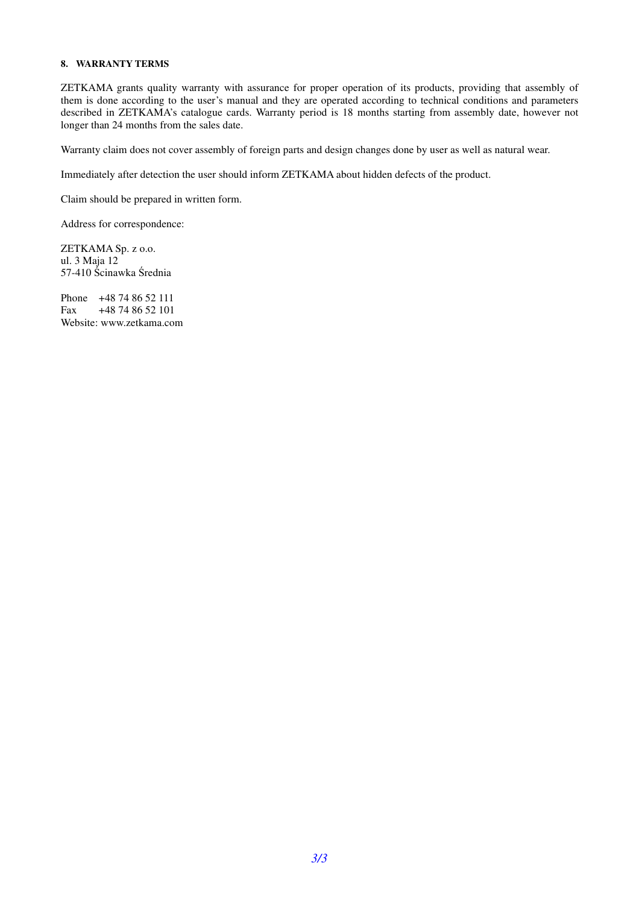## 8. WARRANTY TERMS

ZETKAMA grants quality warranty with assurance for proper operation of its products, providing that assembly of them is done according to the user's manual and they are operated according to technical conditions and parameters described in ZETKAMA's catalogue cards. Warranty period is 18 months starting from assembly date, however not longer than 24 months from the sales date.

Warranty claim does not cover assembly of foreign parts and design changes done by user as well as natural wear.

Immediately after detection the user should inform ZETKAMA about hidden defects of the product.

Claim should be prepared in written form.

Address for correspondence:

ZETKAMA Sp. z o.o.
ul. 3 Maja 12
57-410 Ścinawka Średnia

Phone +48 74 86 52 111
Fax +48 74 86 52 101
Website: www.zetkama.com